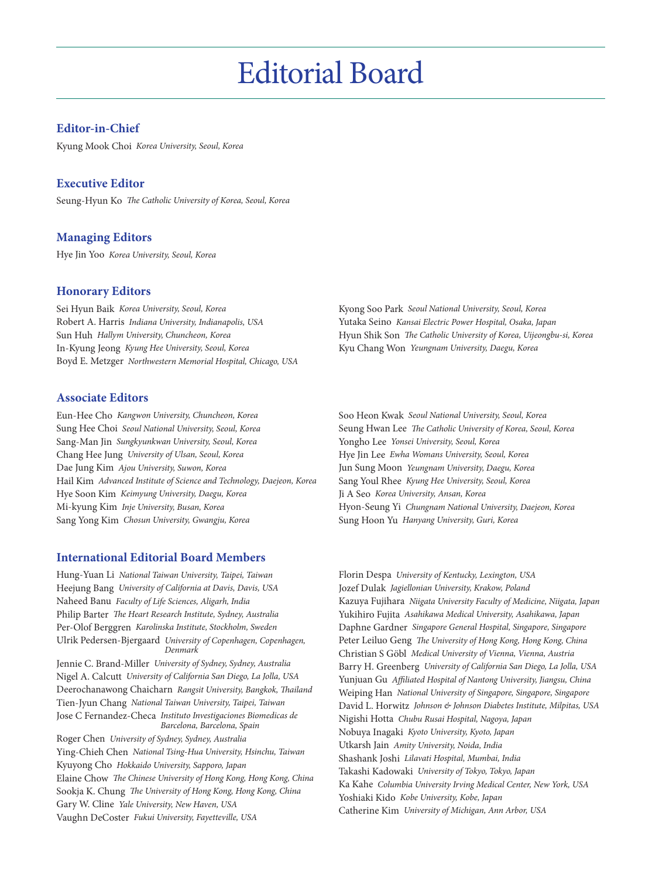# Editorial Board

## Editor-in-Chief

Kyung Mook Choi *Korea University, Seoul, Korea*

## Executive Editor

Seung-Hyun Ko *The Catholic University of Korea, Seoul, Korea*

## Managing Editors

Hye Jin Yoo *Korea University, Seoul, Korea*

## Honorary Editors

Sei Hyun Baik *Korea University, Seoul, Korea*
Robert A. Harris *Indiana University, Indianapolis, USA*
Sun Huh *Hallym University, Chuncheon, Korea*
In-Kyung Jeong *Kyung Hee University, Seoul, Korea*
Boyd E. Metzger *Northwestern Memorial Hospital, Chicago, USA*
Kyong Soo Park *Seoul National University, Seoul, Korea*
Yutaka Seino *Kansai Electric Power Hospital, Osaka, Japan*
Hyun Shik Son *The Catholic University of Korea, Uijeongbu-si, Korea*
Kyu Chang Won *Yeungnam University, Daegu, Korea*

## Associate Editors

Eun-Hee Cho *Kangwon University, Chuncheon, Korea*
Sung Hee Choi *Seoul National University, Seoul, Korea*
Sang-Man Jin *Sungkyunkwan University, Seoul, Korea*
Chang Hee Jung *University of Ulsan, Seoul, Korea*
Dae Jung Kim *Ajou University, Suwon, Korea*
Hail Kim *Advanced Institute of Science and Technology, Daejeon, Korea*
Hye Soon Kim *Keimyung University, Daegu, Korea*
Mi-kyung Kim *Inje University, Busan, Korea*
Sang Yong Kim *Chosun University, Gwangju, Korea*
Soo Heon Kwak *Seoul National University, Seoul, Korea*
Seung Hwan Lee *The Catholic University of Korea, Seoul, Korea*
Yongho Lee *Yonsei University, Seoul, Korea*
Hye Jin Lee *Ewha Womans University, Seoul, Korea*
Jun Sung Moon *Yeungnam University, Daegu, Korea*
Sang Youl Rhee *Kyung Hee University, Seoul, Korea*
Ji A Seo *Korea University, Ansan, Korea*
Hyon-Seung Yi *Chungnam National University, Daejeon, Korea*
Sung Hoon Yu *Hanyang University, Guri, Korea*

## International Editorial Board Members

Hung-Yuan Li *National Taiwan University, Taipei, Taiwan*
Heejung Bang *University of California at Davis, Davis, USA*
Naheed Banu *Faculty of Life Sciences, Aligarh, India*
Philip Barter *The Heart Research Institute, Sydney, Australia*
Per-Olof Berggren *Karolinska Institute, Stockholm, Sweden*
Ulrik Pedersen-Bjergaard *University of Copenhagen, Copenhagen, Denmark*
Jennie C. Brand-Miller *University of Sydney, Sydney, Australia*
Nigel A. Calcutt *University of California San Diego, La Jolla, USA*
Deerochanawong Chaicharn *Rangsit University, Bangkok, Thailand*
Tien-Jyun Chang *National Taiwan University, Taipei, Taiwan*
Jose C Fernandez-Checa *Instituto Investigaciones Biomedicas de Barcelona, Barcelona, Spain*
Roger Chen *University of Sydney, Sydney, Australia*
Ying-Chieh Chen *National Tsing-Hua University, Hsinchu, Taiwan*
Kyuyong Cho *Hokkaido University, Sapporo, Japan*
Elaine Chow *The Chinese University of Hong Kong, Hong Kong, China*
Sookja K. Chung *The University of Hong Kong, Hong Kong, China*
Gary W. Cline *Yale University, New Haven, USA*
Vaughn DeCoster *Fukui University, Fayetteville, USA*
Florin Despa *University of Kentucky, Lexington, USA*
Jozef Dulak *Jagiellonian University, Krakow, Poland*
Kazuya Fujihara *Niigata University Faculty of Medicine, Niigata, Japan*
Yukihiro Fujita *Asahikawa Medical University, Asahikawa, Japan*
Daphne Gardner *Singapore General Hospital, Singapore, Singapore*
Peter Leiluo Geng *The University of Hong Kong, Hong Kong, China*
Christian S Göbl *Medical University of Vienna, Vienna, Austria*
Barry H. Greenberg *University of California San Diego, La Jolla, USA*
Yunjuan Gu *Affiliated Hospital of Nantong University, Jiangsu, China*
Weiping Han *National University of Singapore, Singapore, Singapore*
David L. Horwitz *Johnson & Johnson Diabetes Institute, Milpitas, USA*
Nigishi Hotta *Chubu Rusai Hospital, Nagoya, Japan*
Nobuya Inagaki *Kyoto University, Kyoto, Japan*
Utkarsh Jain *Amity University, Noida, India*
Shashank Joshi *Lilavati Hospital, Mumbai, India*
Takashi Kadowaki *University of Tokyo, Tokyo, Japan*
Ka Kahe *Columbia University Irving Medical Center, New York, USA*
Yoshiaki Kido *Kobe University, Kobe, Japan*
Catherine Kim *University of Michigan, Ann Arbor, USA*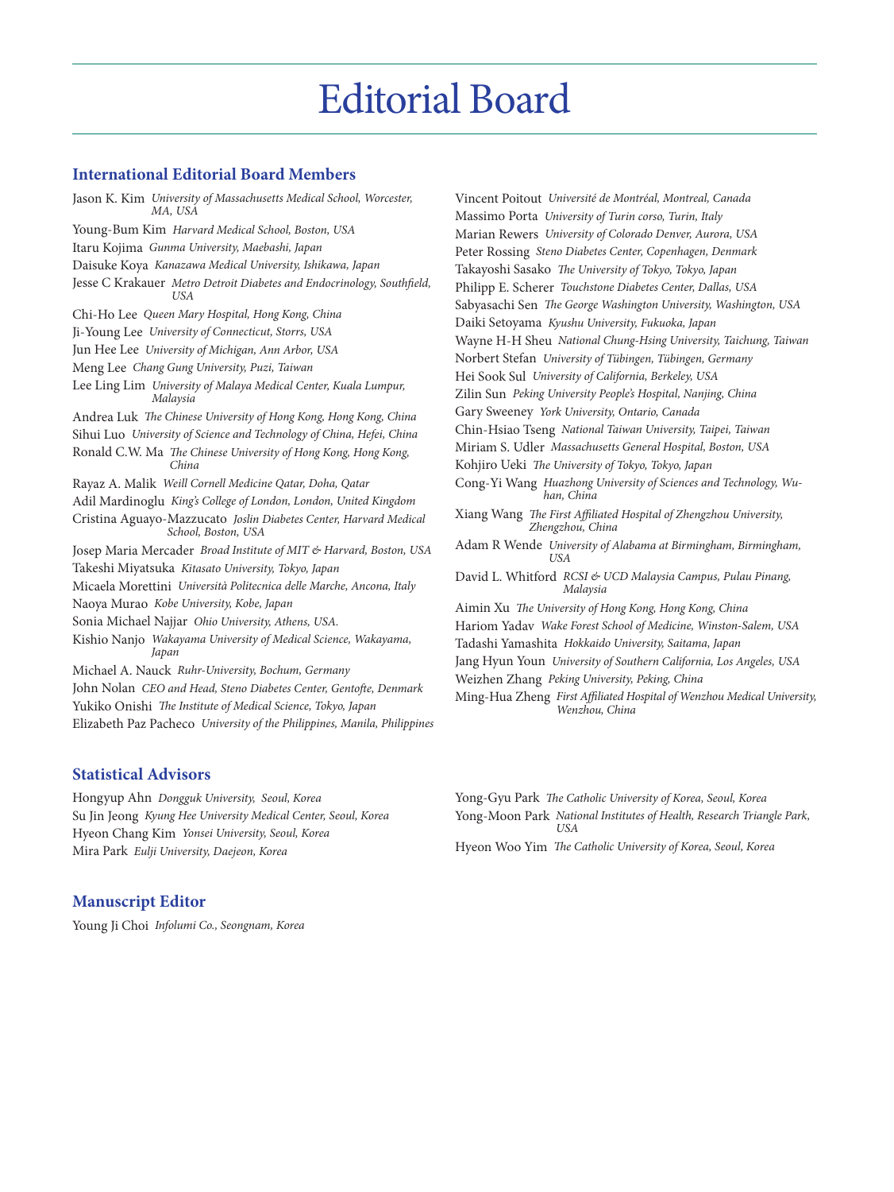# Editorial Board

## International Editorial Board Members

Jason K. Kim *University of Massachusetts Medical School, Worcester, MA, USA*

Young-Bum Kim *Harvard Medical School, Boston, USA*

Itaru Kojima *Gunma University, Maebashi, Japan*

Daisuke Koya *Kanazawa Medical University, Ishikawa, Japan*

Jesse C Krakauer *Metro Detroit Diabetes and Endocrinology, Southfield, USA*

Chi-Ho Lee *Queen Mary Hospital, Hong Kong, China*

Ji-Young Lee *University of Connecticut, Storrs, USA*

Jun Hee Lee *University of Michigan, Ann Arbor, USA*

Meng Lee *Chang Gung University, Puzi, Taiwan*

Lee Ling Lim *University of Malaya Medical Center, Kuala Lumpur, Malaysia*

Andrea Luk *The Chinese University of Hong Kong, Hong Kong, China*

Sihui Luo *University of Science and Technology of China, Hefei, China*

Ronald C.W. Ma *The Chinese University of Hong Kong, Hong Kong, China*

Rayaz A. Malik *Weill Cornell Medicine Qatar, Doha, Qatar*

Adil Mardinoglu *King's College of London, London, United Kingdom*

Cristina Aguayo-Mazzucato *Joslin Diabetes Center, Harvard Medical School, Boston, USA*

Josep Maria Mercader *Broad Institute of MIT & Harvard, Boston, USA*

Takeshi Miyatsuka *Kitasato University, Tokyo, Japan*

Micaela Morettini *Università Politecnica delle Marche, Ancona, Italy*

Naoya Murao *Kobe University, Kobe, Japan*

Sonia Michael Najjar *Ohio University, Athens, USA.*

Kishio Nanjo *Wakayama University of Medical Science, Wakayama, Japan*

Michael A. Nauck *Ruhr-University, Bochum, Germany*

John Nolan *CEO and Head, Steno Diabetes Center, Gentofte, Denmark*

Yukiko Onishi *The Institute of Medical Science, Tokyo, Japan*

Elizabeth Paz Pacheco *University of the Philippines, Manila, Philippines*

Vincent Poitout *Université de Montréal, Montreal, Canada*

Massimo Porta *University of Turin corso, Turin, Italy*

Marian Rewers *University of Colorado Denver, Aurora, USA*

Peter Rossing *Steno Diabetes Center, Copenhagen, Denmark*

Takayoshi Sasako *The University of Tokyo, Tokyo, Japan*

Philipp E. Scherer *Touchstone Diabetes Center, Dallas, USA*

Sabyasachi Sen *The George Washington University, Washington, USA*

Daiki Setoyama *Kyushu University, Fukuoka, Japan*

Wayne H-H Sheu *National Chung-Hsing University, Taichung, Taiwan*

Norbert Stefan *University of Tübingen, Tübingen, Germany*

Hei Sook Sul *University of California, Berkeley, USA*

Zilin Sun *Peking University People's Hospital, Nanjing, China*

Gary Sweeney *York University, Ontario, Canada*

Chin-Hsiao Tseng *National Taiwan University, Taipei, Taiwan*

Miriam S. Udler *Massachusetts General Hospital, Boston, USA*

Kohjiro Ueki *The University of Tokyo, Tokyo, Japan*

Cong-Yi Wang *Huazhong University of Sciences and Technology, Wuhan, China*

Xiang Wang *The First Affiliated Hospital of Zhengzhou University, Zhengzhou, China*

Adam R Wende *University of Alabama at Birmingham, Birmingham, USA*

David L. Whitford *RCSI & UCD Malaysia Campus, Pulau Pinang, Malaysia*

Aimin Xu *The University of Hong Kong, Hong Kong, China*

Hariom Yadav *Wake Forest School of Medicine, Winston-Salem, USA*

Tadashi Yamashita *Hokkaido University, Saitama, Japan*

Jang Hyun Youn *University of Southern California, Los Angeles, USA*

Weizhen Zhang *Peking University, Peking, China*

Ming-Hua Zheng *First Affiliated Hospital of Wenzhou Medical University, Wenzhou, China*

## Statistical Advisors

Hongyup Ahn *Dongguk University, Seoul, Korea*

Su Jin Jeong *Kyung Hee University Medical Center, Seoul, Korea*

Hyeon Chang Kim *Yonsei University, Seoul, Korea*

Mira Park *Eulji University, Daejeon, Korea*

Yong-Gyu Park *The Catholic University of Korea, Seoul, Korea*

Yong-Moon Park *National Institutes of Health, Research Triangle Park, USA*

Hyeon Woo Yim *The Catholic University of Korea, Seoul, Korea*

## Manuscript Editor

Young Ji Choi *Infolumi Co., Seongnam, Korea*